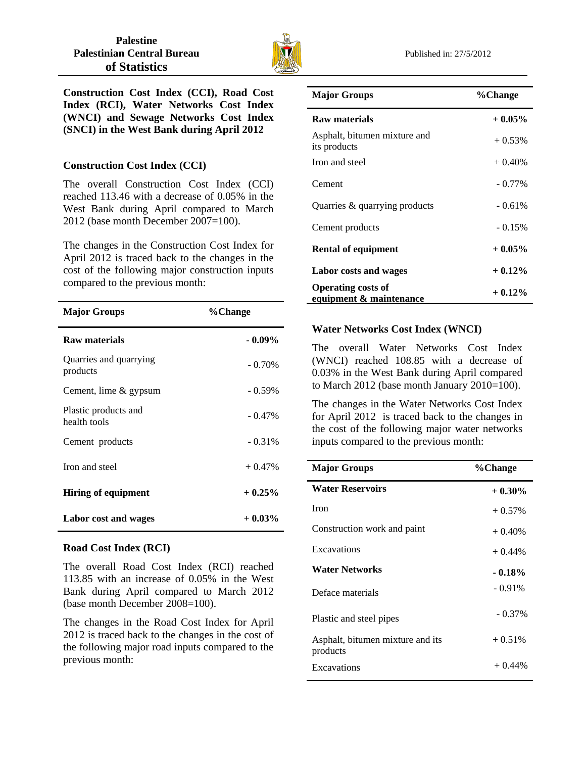**Palestine**
**Palestinian Central Bureau of Statistics**

Published in: 27/5/2012

## Construction Cost Index (CCI), Road Cost Index (RCI), Water Networks Cost Index (WNCI) and Sewage Networks Cost Index (SNCI) in the West Bank during April 2012

### Construction Cost Index (CCI)

The overall Construction Cost Index (CCI) reached 113.46 with a decrease of 0.05% in the West Bank during April compared to March 2012 (base month December 2007=100).

The changes in the Construction Cost Index for April 2012 is traced back to the changes in the cost of the following major construction inputs compared to the previous month:

| Major Groups | %Change |
|---|---|
| **Raw materials** | **- 0.09%** |
| Quarries and quarrying products | - 0.70% |
| Cement, lime & gypsum | - 0.59% |
| Plastic products and health tools | - 0.47% |
| Cement products | - 0.31% |
| Iron and steel | + 0.47% |
| **Hiring of equipment** | **+ 0.25%** |
| **Labor cost and wages** | **+ 0.03%** |

### Road Cost Index (RCI)

The overall Road Cost Index (RCI) reached 113.85 with an increase of 0.05% in the West Bank during April compared to March 2012 (base month December 2008=100).

The changes in the Road Cost Index for April 2012 is traced back to the changes in the cost of the following major road inputs compared to the previous month:

| Major Groups | %Change |
|---|---|
| **Raw materials** | **+ 0.05%** |
| Asphalt, bitumen mixture and its products | + 0.53% |
| Iron and steel | + 0.40% |
| Cement | - 0.77% |
| Quarries & quarrying products | - 0.61% |
| Cement products | - 0.15% |
| **Rental of equipment** | **+ 0.05%** |
| **Labor costs and wages** | **+ 0.12%** |
| **Operating costs of equipment & maintenance** | **+ 0.12%** |

### Water Networks Cost Index (WNCI)

The overall Water Networks Cost Index (WNCI) reached 108.85 with a decrease of 0.03% in the West Bank during April compared to March 2012 (base month January 2010=100).

The changes in the Water Networks Cost Index for April 2012 is traced back to the changes in the cost of the following major water networks inputs compared to the previous month:

| Major Groups | %Change |
|---|---|
| **Water Reservoirs** | **+ 0.30%** |
| Iron | + 0.57% |
| Construction work and paint | + 0.40% |
| Excavations | + 0.44% |
| **Water Networks** | **- 0.18%** |
| Deface materials | - 0.91% |
| Plastic and steel pipes | - 0.37% |
| Asphalt, bitumen mixture and its products | + 0.51% |
| Excavations | + 0.44% |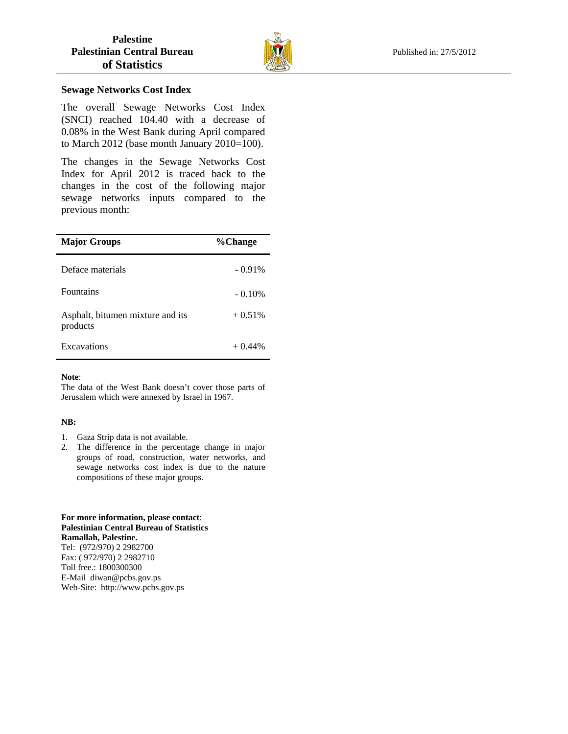**Palestine**
**Palestinian Central Bureau of Statistics**

Published in: 27/5/2012

## Sewage Networks Cost Index

The overall Sewage Networks Cost Index (SNCI) reached 104.40 with a decrease of 0.08% in the West Bank during April compared to March 2012 (base month January 2010=100).

The changes in the Sewage Networks Cost Index for April 2012 is traced back to the changes in the cost of the following major sewage networks inputs compared to the previous month:

| Major Groups | %Change |
|---|---|
| Deface materials | - 0.91% |
| Fountains | - 0.10% |
| Asphalt, bitumen mixture and its products | + 0.51% |
| Excavations | + 0.44% |

**Note**:
The data of the West Bank doesn't cover those parts of Jerusalem which were annexed by Israel in 1967.

**NB:**

1. Gaza Strip data is not available.
2. The difference in the percentage change in major groups of road, construction, water networks, and sewage networks cost index is due to the nature compositions of these major groups.

**For more information, please contact**:
**Palestinian Central Bureau of Statistics**
**Ramallah, Palestine.**
Tel: (972/970) 2 2982700
Fax: ( 972/970) 2 2982710
Toll free.: 1800300300
E-Mail diwan@pcbs.gov.ps
Web-Site: http://www.pcbs.gov.ps